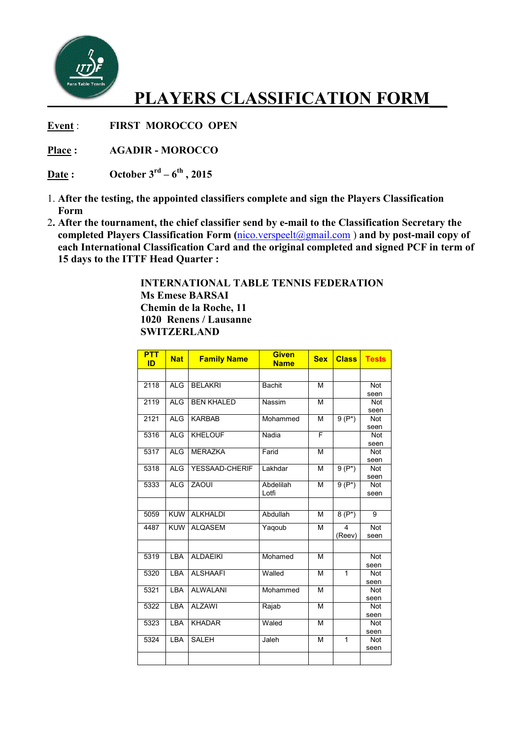# PLAYERS CLASSIFICATION FORM

**Event** : **FIRST MOROCCO OPEN**

**Place** : **AGADIR - MOROCCO**

**Date** : **October 3rd – 6th , 2015**

1. **After the testing, the appointed classifiers complete and sign the Players Classification Form**
2. **After the tournament, the chief classifier send by e-mail to the Classification Secretary the completed Players Classification Form (nico.verspeelt@gmail.com ) and by post-mail copy of each International Classification Card and the original completed and signed PCF in term of 15 days to the ITTF Head Quarter :**

**INTERNATIONAL TABLE TENNIS FEDERATION**
**Ms Emese BARSAI**
**Chemin de la Roche, 11**
**1020 Renens / Lausanne**
**SWITZERLAND**

| PTT ID | Nat | Family Name | Given Name | Sex | Class | Tests |
|---|---|---|---|---|---|---|
| | | | | | | |
| 2118 | ALG | BELAKRI | Bachit | M | | Not seen |
| 2119 | ALG | BEN KHALED | Nassim | M | | Not seen |
| 2121 | ALG | KARBAB | Mohammed | M | 9 (P*) | Not seen |
| 5316 | ALG | KHELOUF | Nadia | F | | Not seen |
| 5317 | ALG | MERAZKA | Farid | M | | Not seen |
| 5318 | ALG | YESSAAD-CHERIF | Lakhdar | M | 9 (P*) | Not seen |
| 5333 | ALG | ZAOUI | Abdelilah Lotfi | M | 9 (P*) | Not seen |
| | | | | | | |
| 5059 | KUW | ALKHALDI | Abdullah | M | 8 (P*) | 9 |
| 4487 | KUW | ALQASEM | Yaqoub | M | 4 (Reev) | Not seen |
| | | | | | | |
| 5319 | LBA | ALDAEIKI | Mohamed | M | | Not seen |
| 5320 | LBA | ALSHAAFI | Walled | M | 1 | Not seen |
| 5321 | LBA | ALWALANI | Mohammed | M | | Not seen |
| 5322 | LBA | ALZAWI | Rajab | M | | Not seen |
| 5323 | LBA | KHADAR | Waled | M | | Not seen |
| 5324 | LBA | SALEH | Jaleh | M | 1 | Not seen |
| | | | | | | |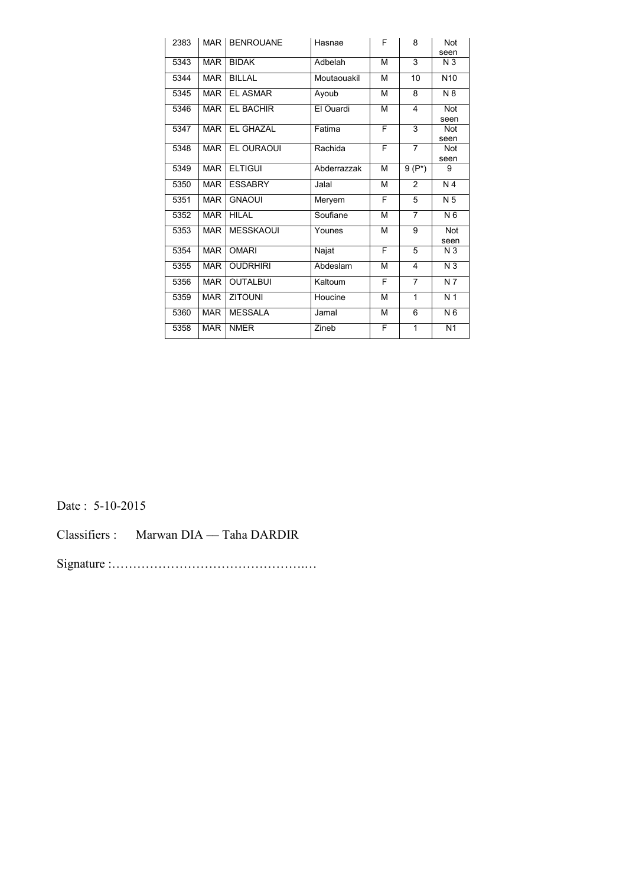| | | | | | | |
|---|---|---|---|---|---|---|
| 2383 | MAR | BENROUANE | Hasnae | F | 8 | Not seen |
| 5343 | MAR | BIDAK | Adbelah | M | 3 | N 3 |
| 5344 | MAR | BILLAL | Moutaouakil | M | 10 | N10 |
| 5345 | MAR | EL ASMAR | Ayoub | M | 8 | N 8 |
| 5346 | MAR | EL BACHIR | El Ouardi | M | 4 | Not seen |
| 5347 | MAR | EL GHAZAL | Fatima | F | 3 | Not seen |
| 5348 | MAR | EL OURAOUI | Rachida | F | 7 | Not seen |
| 5349 | MAR | ELTIGUI | Abderrazzak | M | 9 (P*) | 9 |
| 5350 | MAR | ESSABRY | Jalal | M | 2 | N 4 |
| 5351 | MAR | GNAOUI | Meryem | F | 5 | N 5 |
| 5352 | MAR | HILAL | Soufiane | M | 7 | N 6 |
| 5353 | MAR | MESSKAOUI | Younes | M | 9 | Not seen |
| 5354 | MAR | OMARI | Najat | F | 5 | N 3 |
| 5355 | MAR | OUDRHIRI | Abdeslam | M | 4 | N 3 |
| 5356 | MAR | OUTALBUI | Kaltoum | F | 7 | N 7 |
| 5359 | MAR | ZITOUNI | Houcine | M | 1 | N 1 |
| 5360 | MAR | MESSALA | Jamal | M | 6 | N 6 |
| 5358 | MAR | NMER | Zineb | F | 1 | N1 |

Date : 5-10-2015

Classifiers : Marwan DIA — Taha DARDIR

Signature :…………………………………………..…